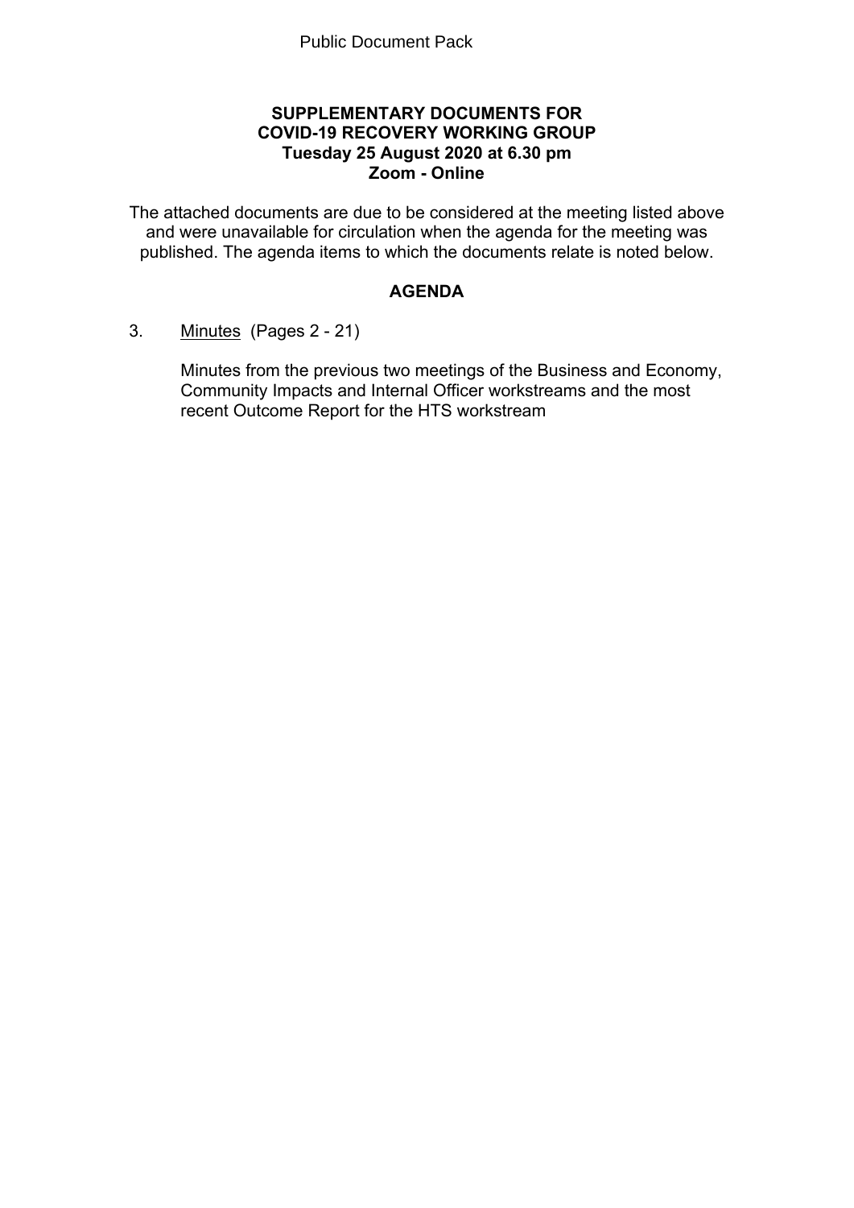Public Document Pack

# SUPPLEMENTARY DOCUMENTS FOR COVID-19 RECOVERY WORKING GROUP

**Tuesday 25 August 2020 at 6.30 pm**

**Zoom - Online**

The attached documents are due to be considered at the meeting listed above and were unavailable for circulation when the agenda for the meeting was published. The agenda items to which the documents relate is noted below.

## AGENDA

3. Minutes (Pages 2 - 21)

   Minutes from the previous two meetings of the Business and Economy, Community Impacts and Internal Officer workstreams and the most recent Outcome Report for the HTS workstream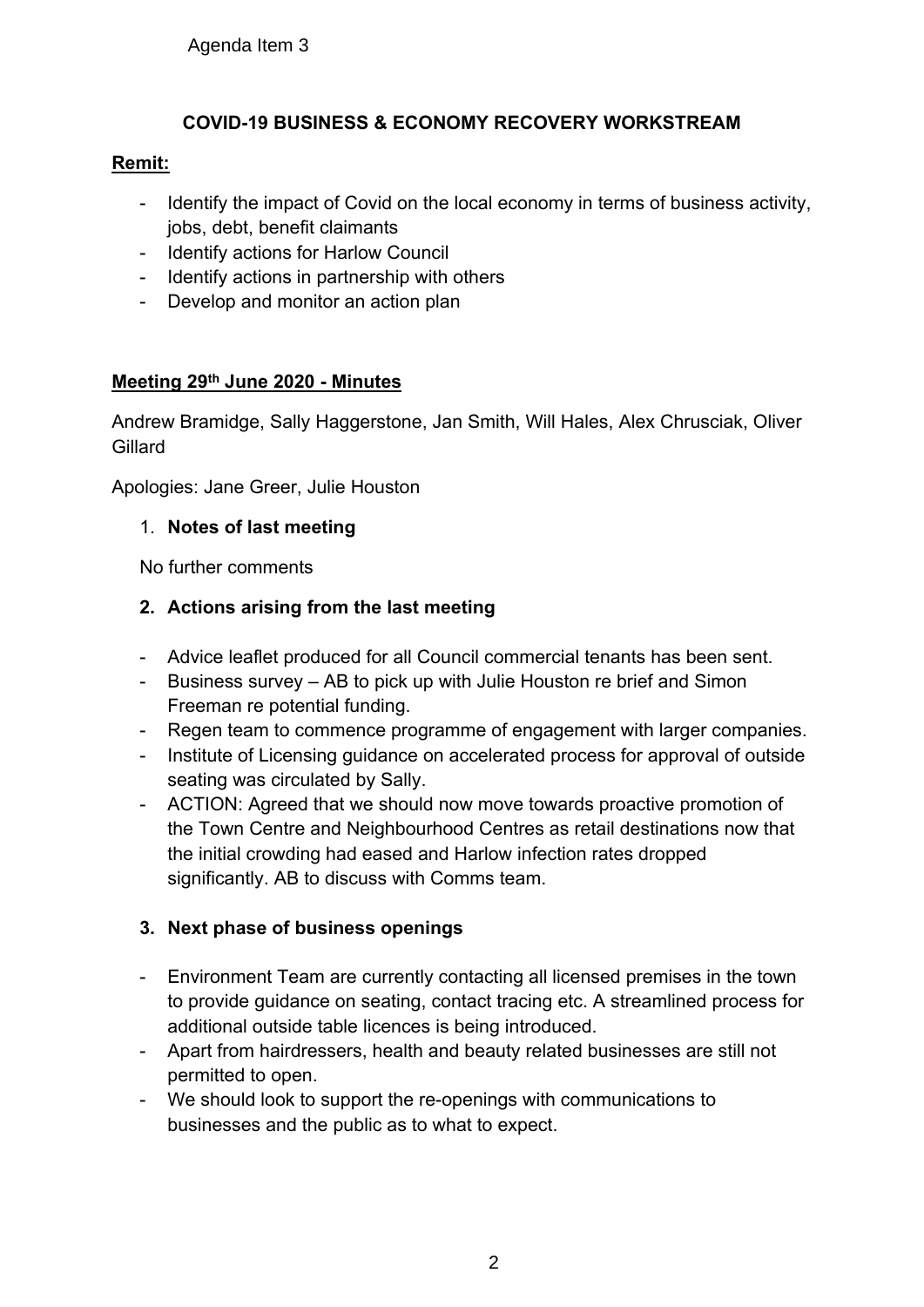Agenda Item 3

## COVID-19 BUSINESS & ECONOMY RECOVERY WORKSTREAM

**Remit:**

- Identify the impact of Covid on the local economy in terms of business activity, jobs, debt, benefit claimants
- Identify actions for Harlow Council
- Identify actions in partnership with others
- Develop and monitor an action plan

**Meeting 29th June 2020 - Minutes**

Andrew Bramidge, Sally Haggerstone, Jan Smith, Will Hales, Alex Chrusciak, Oliver Gillard

Apologies: Jane Greer, Julie Houston

1. **Notes of last meeting**

   No further comments

2. **Actions arising from the last meeting**

- Advice leaflet produced for all Council commercial tenants has been sent.
- Business survey – AB to pick up with Julie Houston re brief and Simon Freeman re potential funding.
- Regen team to commence programme of engagement with larger companies.
- Institute of Licensing guidance on accelerated process for approval of outside seating was circulated by Sally.
- ACTION: Agreed that we should now move towards proactive promotion of the Town Centre and Neighbourhood Centres as retail destinations now that the initial crowding had eased and Harlow infection rates dropped significantly. AB to discuss with Comms team.

3. **Next phase of business openings**

- Environment Team are currently contacting all licensed premises in the town to provide guidance on seating, contact tracing etc. A streamlined process for additional outside table licences is being introduced.
- Apart from hairdressers, health and beauty related businesses are still not permitted to open.
- We should look to support the re-openings with communications to businesses and the public as to what to expect.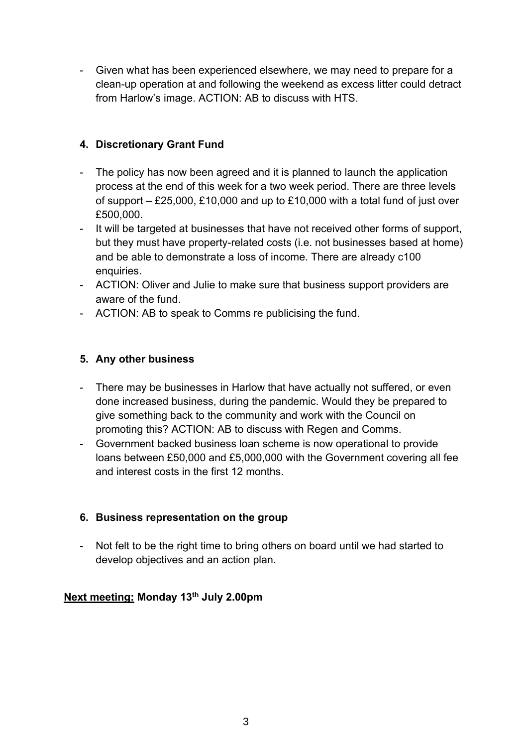- Given what has been experienced elsewhere, we may need to prepare for a clean-up operation at and following the weekend as excess litter could detract from Harlow's image. ACTION: AB to discuss with HTS.

**4. Discretionary Grant Fund**

- The policy has now been agreed and it is planned to launch the application process at the end of this week for a two week period. There are three levels of support – £25,000, £10,000 and up to £10,000 with a total fund of just over £500,000.
- It will be targeted at businesses that have not received other forms of support, but they must have property-related costs (i.e. not businesses based at home) and be able to demonstrate a loss of income. There are already c100 enquiries.
- ACTION: Oliver and Julie to make sure that business support providers are aware of the fund.
- ACTION: AB to speak to Comms re publicising the fund.

**5. Any other business**

- There may be businesses in Harlow that have actually not suffered, or even done increased business, during the pandemic. Would they be prepared to give something back to the community and work with the Council on promoting this? ACTION: AB to discuss with Regen and Comms.
- Government backed business loan scheme is now operational to provide loans between £50,000 and £5,000,000 with the Government covering all fee and interest costs in the first 12 months.

**6. Business representation on the group**

- Not felt to be the right time to bring others on board until we had started to develop objectives and an action plan.

**Next meeting: Monday 13th July 2.00pm**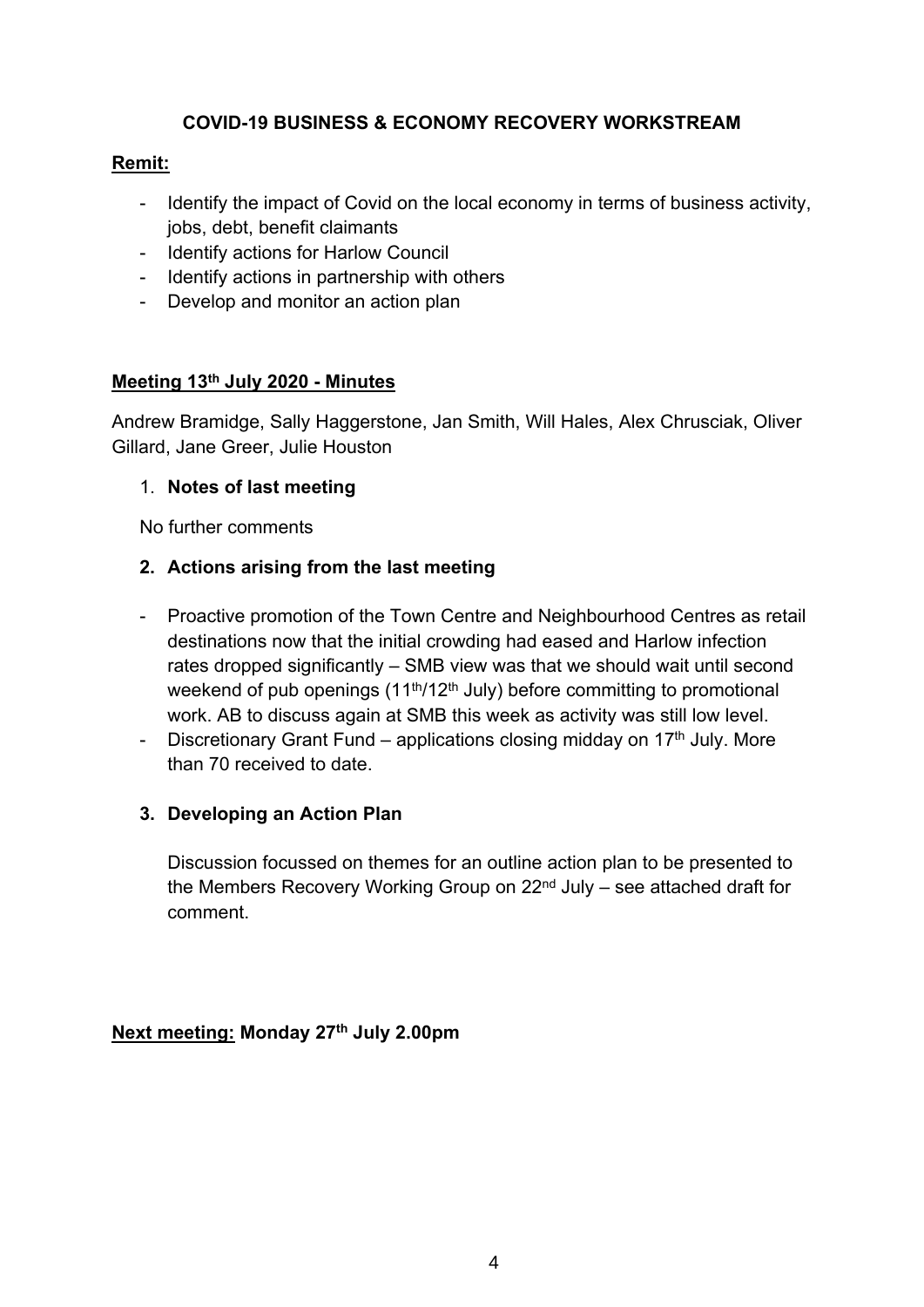## COVID-19 BUSINESS & ECONOMY RECOVERY WORKSTREAM

**Remit:**

- Identify the impact of Covid on the local economy in terms of business activity, jobs, debt, benefit claimants
- Identify actions for Harlow Council
- Identify actions in partnership with others
- Develop and monitor an action plan

**Meeting 13th July 2020 - Minutes**

Andrew Bramidge, Sally Haggerstone, Jan Smith, Will Hales, Alex Chrusciak, Oliver Gillard, Jane Greer, Julie Houston

1. **Notes of last meeting**

   No further comments

2. **Actions arising from the last meeting**

- Proactive promotion of the Town Centre and Neighbourhood Centres as retail destinations now that the initial crowding had eased and Harlow infection rates dropped significantly – SMB view was that we should wait until second weekend of pub openings (11th/12th July) before committing to promotional work. AB to discuss again at SMB this week as activity was still low level.
- Discretionary Grant Fund – applications closing midday on 17th July. More than 70 received to date.

3. **Developing an Action Plan**

   Discussion focussed on themes for an outline action plan to be presented to the Members Recovery Working Group on 22nd July – see attached draft for comment.

**Next meeting:** **Monday 27th July 2.00pm**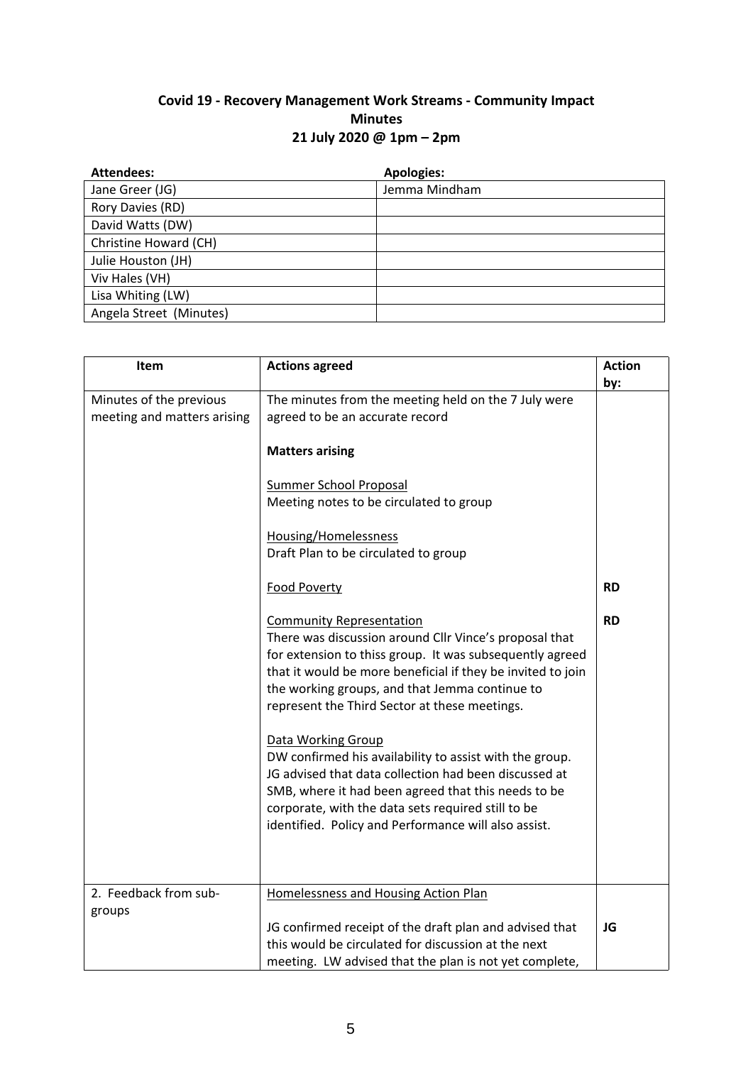**Covid 19 - Recovery Management Work Streams - Community Impact**
**Minutes**
**21 July 2020 @ 1pm – 2pm**

| **Attendees:** | **Apologies:** |
|---|---|
| Jane Greer (JG) | Jemma Mindham |
| Rory Davies (RD) | |
| David Watts (DW) | |
| Christine Howard (CH) | |
| Julie Houston (JH) | |
| Viv Hales (VH) | |
| Lisa Whiting (LW) | |
| Angela Street (Minutes) | |

| **Item** | **Actions agreed** | **Action by:** |
|---|---|---|
| Minutes of the previous meeting and matters arising | The minutes from the meeting held on the 7 July were agreed to be an accurate record<br><br>**Matters arising**<br><br>Summer School Proposal<br>Meeting notes to be circulated to group<br><br>Housing/Homelessness<br>Draft Plan to be circulated to group<br><br>Food Poverty<br><br>Community Representation<br>There was discussion around Cllr Vince's proposal that for extension to thiss group. It was subsequently agreed that it would be more beneficial if they be invited to join the working groups, and that Jemma continue to represent the Third Sector at these meetings.<br><br>Data Working Group<br>DW confirmed his availability to assist with the group. JG advised that data collection had been discussed at SMB, where it had been agreed that this needs to be corporate, with the data sets required still to be identified. Policy and Performance will also assist. | **RD**<br><br>**RD** |
| 2. Feedback from sub-groups | Homelessness and Housing Action Plan<br><br>JG confirmed receipt of the draft plan and advised that this would be circulated for discussion at the next meeting. LW advised that the plan is not yet complete, | **JG** |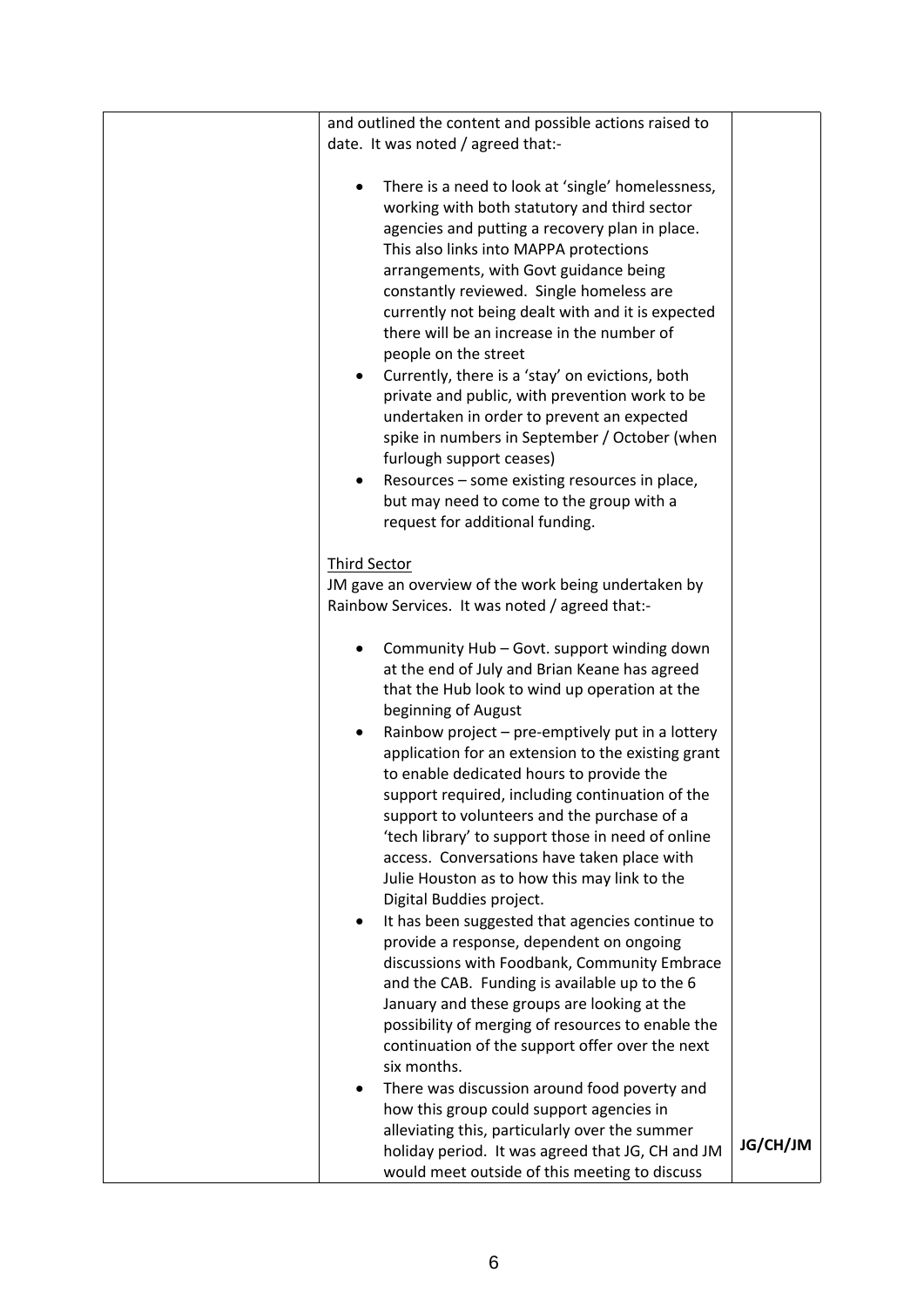| | | |
|---|---|---|
| | and outlined the content and possible actions raised to date. It was noted / agreed that:-<br><br>• There is a need to look at 'single' homelessness, working with both statutory and third sector agencies and putting a recovery plan in place. This also links into MAPPA protections arrangements, with Govt guidance being constantly reviewed. Single homeless are currently not being dealt with and it is expected there will be an increase in the number of people on the street<br>• Currently, there is a 'stay' on evictions, both private and public, with prevention work to be undertaken in order to prevent an expected spike in numbers in September / October (when furlough support ceases)<br>• Resources – some existing resources in place, but may need to come to the group with a request for additional funding.<br><br><u>Third Sector</u><br>JM gave an overview of the work being undertaken by Rainbow Services. It was noted / agreed that:-<br><br>• Community Hub – Govt. support winding down at the end of July and Brian Keane has agreed that the Hub look to wind up operation at the beginning of August<br>• Rainbow project – pre-emptively put in a lottery application for an extension to the existing grant to enable dedicated hours to provide the support required, including continuation of the support to volunteers and the purchase of a 'tech library' to support those in need of online access. Conversations have taken place with Julie Houston as to how this may link to the Digital Buddies project.<br>• It has been suggested that agencies continue to provide a response, dependent on ongoing discussions with Foodbank, Community Embrace and the CAB. Funding is available up to the 6 January and these groups are looking at the possibility of merging of resources to enable the continuation of the support offer over the next six months.<br>• There was discussion around food poverty and how this group could support agencies in alleviating this, particularly over the summer holiday period. It was agreed that JG, CH and JM would meet outside of this meeting to discuss | **JG/CH/JM** |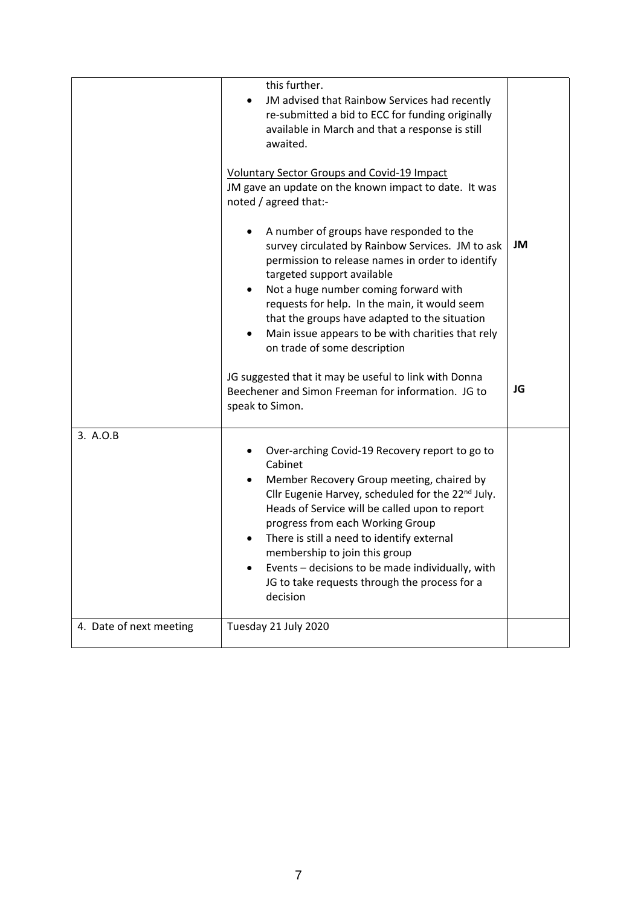| | | |
|---|---|---|
| | this further.<br>• JM advised that Rainbow Services had recently re-submitted a bid to ECC for funding originally available in March and that a response is still awaited.<br><br><u>Voluntary Sector Groups and Covid-19 Impact</u><br>JM gave an update on the known impact to date. It was noted / agreed that:-<br><br>• A number of groups have responded to the survey circulated by Rainbow Services. JM to ask permission to release names in order to identify targeted support available<br>• Not a huge number coming forward with requests for help. In the main, it would seem that the groups have adapted to the situation<br>• Main issue appears to be with charities that rely on trade of some description<br><br>JG suggested that it may be useful to link with Donna Beechener and Simon Freeman for information. JG to speak to Simon. | **JM**<br><br><br><br><br><br>**JG** |
| 3. A.O.B | • Over-arching Covid-19 Recovery report to go to Cabinet<br>• Member Recovery Group meeting, chaired by Cllr Eugenie Harvey, scheduled for the 22nd July. Heads of Service will be called upon to report progress from each Working Group<br>• There is still a need to identify external membership to join this group<br>• Events – decisions to be made individually, with JG to take requests through the process for a decision | |
| 4. Date of next meeting | Tuesday 21 July 2020 | |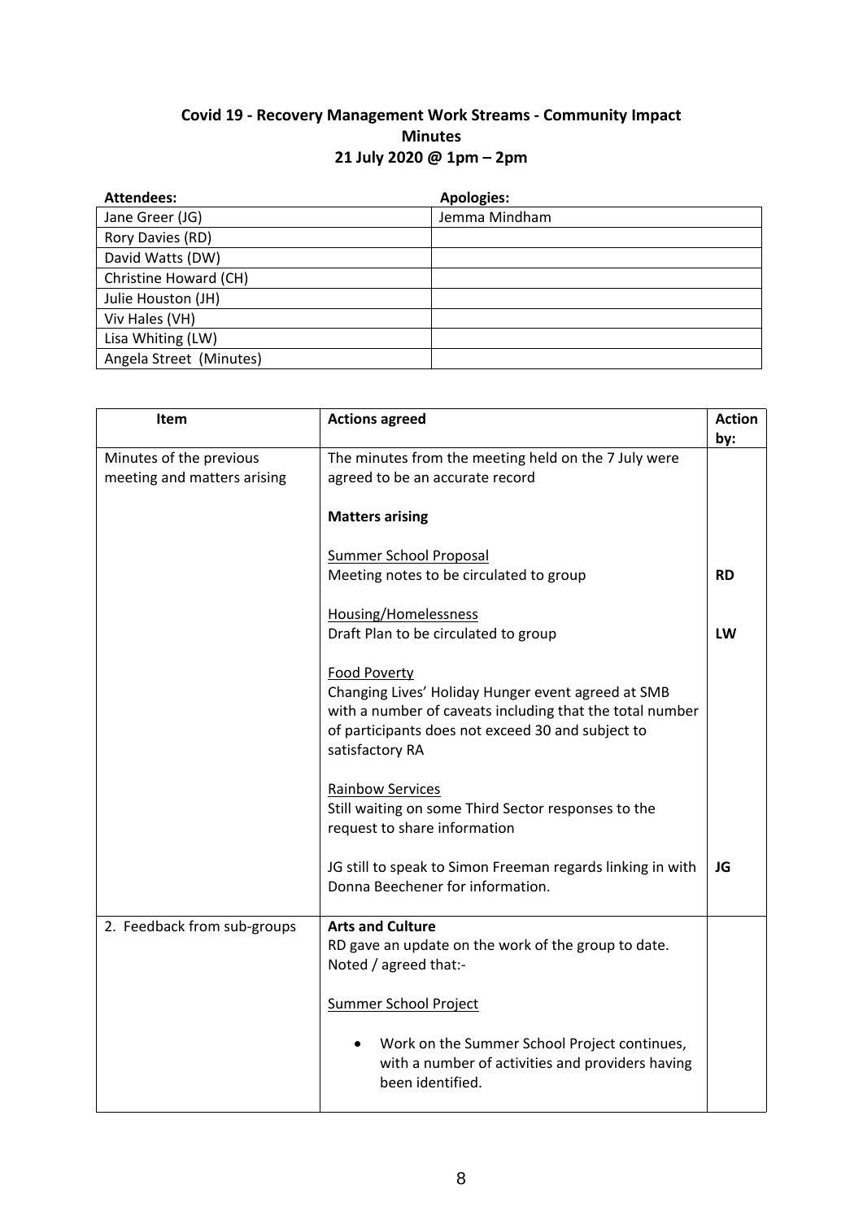**Covid 19 - Recovery Management Work Streams - Community Impact**
**Minutes**
**21 July 2020 @ 1pm – 2pm**

| Attendees: | Apologies: |
|---|---|
| Jane Greer (JG) | Jemma Mindham |
| Rory Davies (RD) | |
| David Watts (DW) | |
| Christine Howard (CH) | |
| Julie Houston (JH) | |
| Viv Hales (VH) | |
| Lisa Whiting (LW) | |
| Angela Street (Minutes) | |

| Item | Actions agreed | Action by: |
|---|---|---|
| Minutes of the previous meeting and matters arising | The minutes from the meeting held on the 7 July were agreed to be an accurate record | |
| | **Matters arising** | |
| | Summer School Proposal<br>Meeting notes to be circulated to group | **RD** |
| | Housing/Homelessness<br>Draft Plan to be circulated to group | **LW** |
| | Food Poverty<br>Changing Lives' Holiday Hunger event agreed at SMB with a number of caveats including that the total number of participants does not exceed 30 and subject to satisfactory RA | |
| | Rainbow Services<br>Still waiting on some Third Sector responses to the request to share information | |
| | JG still to speak to Simon Freeman regards linking in with Donna Beechener for information. | **JG** |
| 2. Feedback from sub-groups | **Arts and Culture**<br>RD gave an update on the work of the group to date. Noted / agreed that:- | |
| | Summer School Project | |
| | • Work on the Summer School Project continues, with a number of activities and providers having been identified. | |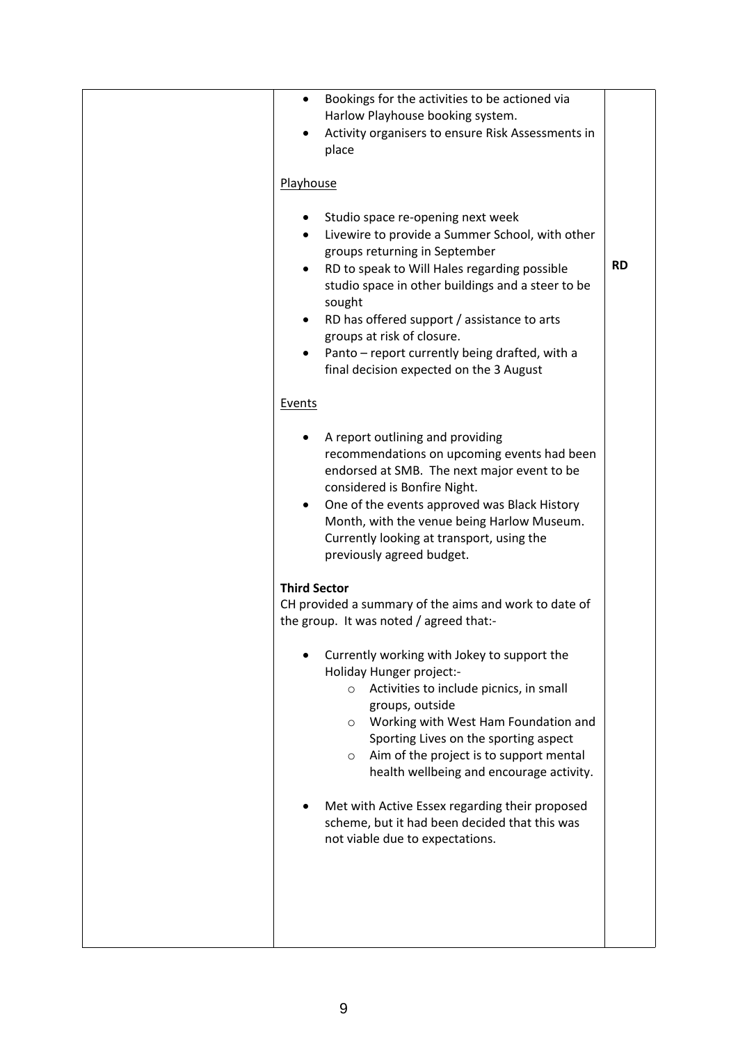| | | |
|---|---|---|
| | • Bookings for the activities to be actioned via Harlow Playhouse booking system.<br>• Activity organisers to ensure Risk Assessments in place<br><br>Playhouse<br><br>• Studio space re-opening next week<br>• Livewire to provide a Summer School, with other groups returning in September<br>• RD to speak to Will Hales regarding possible studio space in other buildings and a steer to be sought<br>• RD has offered support / assistance to arts groups at risk of closure.<br>• Panto – report currently being drafted, with a final decision expected on the 3 August<br><br>Events<br><br>• A report outlining and providing recommendations on upcoming events had been endorsed at SMB. The next major event to be considered is Bonfire Night.<br>• One of the events approved was Black History Month, with the venue being Harlow Museum. Currently looking at transport, using the previously agreed budget.<br><br>**Third Sector**<br>CH provided a summary of the aims and work to date of the group. It was noted / agreed that:-<br><br>• Currently working with Jokey to support the Holiday Hunger project:-<br>&nbsp;&nbsp;&nbsp;&nbsp;o Activities to include picnics, in small groups, outside<br>&nbsp;&nbsp;&nbsp;&nbsp;o Working with West Ham Foundation and Sporting Lives on the sporting aspect<br>&nbsp;&nbsp;&nbsp;&nbsp;o Aim of the project is to support mental health wellbeing and encourage activity.<br><br>• Met with Active Essex regarding their proposed scheme, but it had been decided that this was not viable due to expectations. | **RD** |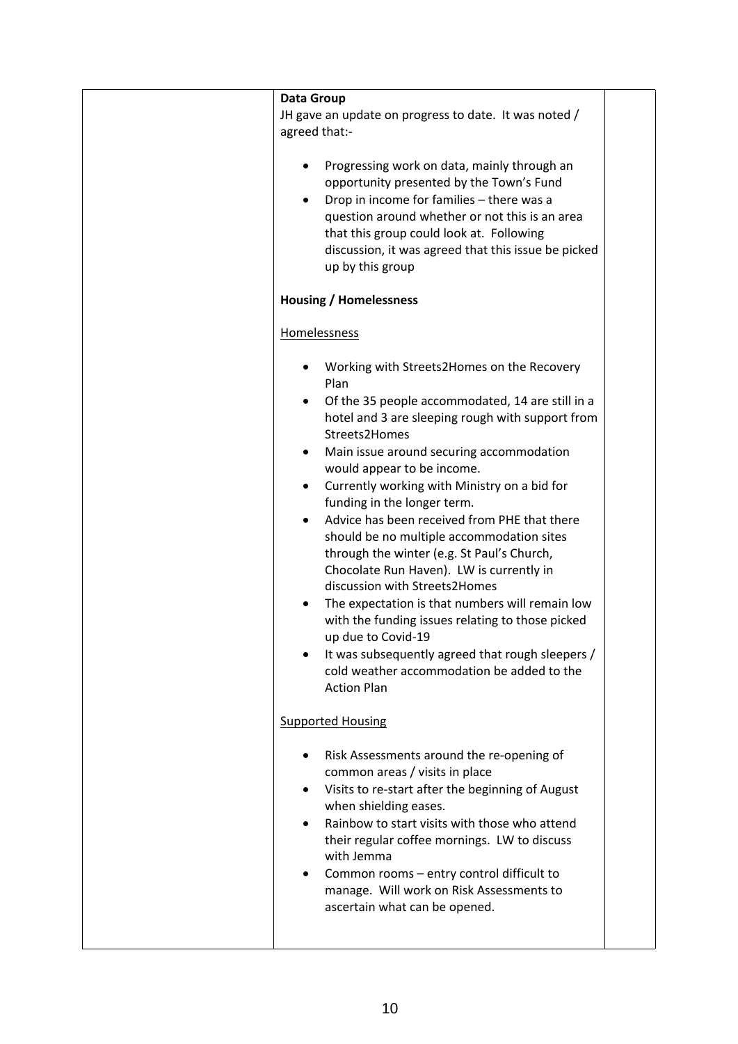| | **Data Group**<br>JH gave an update on progress to date. It was noted / agreed that:-<br><br>• Progressing work on data, mainly through an opportunity presented by the Town's Fund<br>• Drop in income for families – there was a question around whether or not this is an area that this group could look at. Following discussion, it was agreed that this issue be picked up by this group<br><br>**Housing / Homelessness**<br><br><u>Homelessness</u><br><br>• Working with Streets2Homes on the Recovery Plan<br>• Of the 35 people accommodated, 14 are still in a hotel and 3 are sleeping rough with support from Streets2Homes<br>• Main issue around securing accommodation would appear to be income.<br>• Currently working with Ministry on a bid for funding in the longer term.<br>• Advice has been received from PHE that there should be no multiple accommodation sites through the winter (e.g. St Paul's Church, Chocolate Run Haven). LW is currently in discussion with Streets2Homes<br>• The expectation is that numbers will remain low with the funding issues relating to those picked up due to Covid-19<br>• It was subsequently agreed that rough sleepers / cold weather accommodation be added to the Action Plan<br><br><u>Supported Housing</u><br><br>• Risk Assessments around the re-opening of common areas / visits in place<br>• Visits to re-start after the beginning of August when shielding eases.<br>• Rainbow to start visits with those who attend their regular coffee mornings. LW to discuss with Jemma<br>• Common rooms – entry control difficult to manage. Will work on Risk Assessments to ascertain what can be opened. | |
|---|---|---|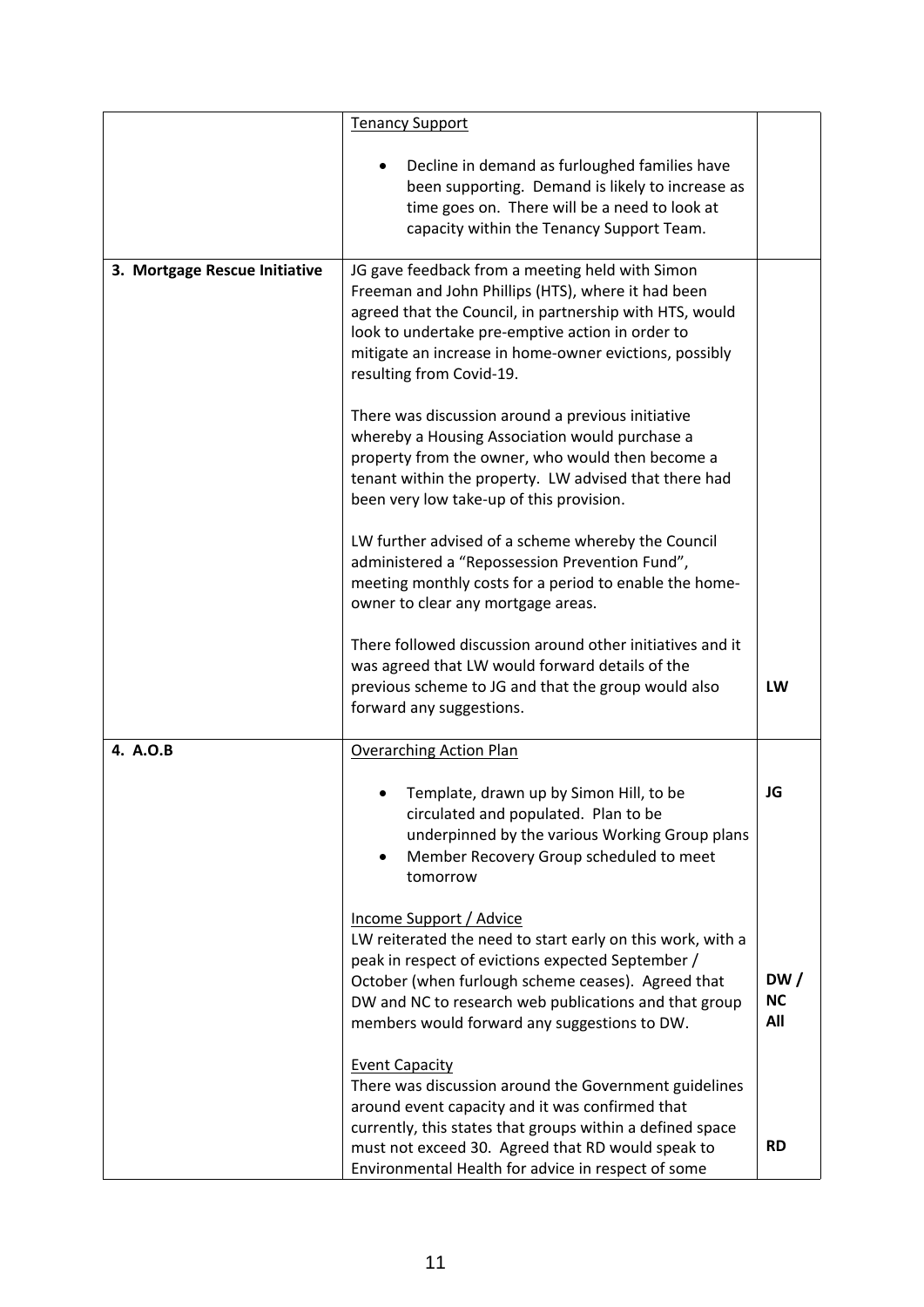| | | |
|---|---|---|
| | <u>Tenancy Support</u><br><br>• Decline in demand as furloughed families have been supporting. Demand is likely to increase as time goes on. There will be a need to look at capacity within the Tenancy Support Team. | |
| **3. Mortgage Rescue Initiative** | JG gave feedback from a meeting held with Simon Freeman and John Phillips (HTS), where it had been agreed that the Council, in partnership with HTS, would look to undertake pre-emptive action in order to mitigate an increase in home-owner evictions, possibly resulting from Covid-19.<br><br>There was discussion around a previous initiative whereby a Housing Association would purchase a property from the owner, who would then become a tenant within the property. LW advised that there had been very low take-up of this provision.<br><br>LW further advised of a scheme whereby the Council administered a "Repossession Prevention Fund", meeting monthly costs for a period to enable the home-owner to clear any mortgage areas.<br><br>There followed discussion around other initiatives and it was agreed that LW would forward details of the previous scheme to JG and that the group would also forward any suggestions. | **LW** |
| **4. A.O.B** | <u>Overarching Action Plan</u><br><br>• Template, drawn up by Simon Hill, to be circulated and populated. Plan to be underpinned by the various Working Group plans<br>• Member Recovery Group scheduled to meet tomorrow | **JG** |
| | <u>Income Support / Advice</u><br>LW reiterated the need to start early on this work, with a peak in respect of evictions expected September / October (when furlough scheme ceases). Agreed that DW and NC to research web publications and that group members would forward any suggestions to DW. | **DW / NC**<br>**All** |
| | <u>Event Capacity</u><br>There was discussion around the Government guidelines around event capacity and it was confirmed that currently, this states that groups within a defined space must not exceed 30. Agreed that RD would speak to Environmental Health for advice in respect of some | **RD** |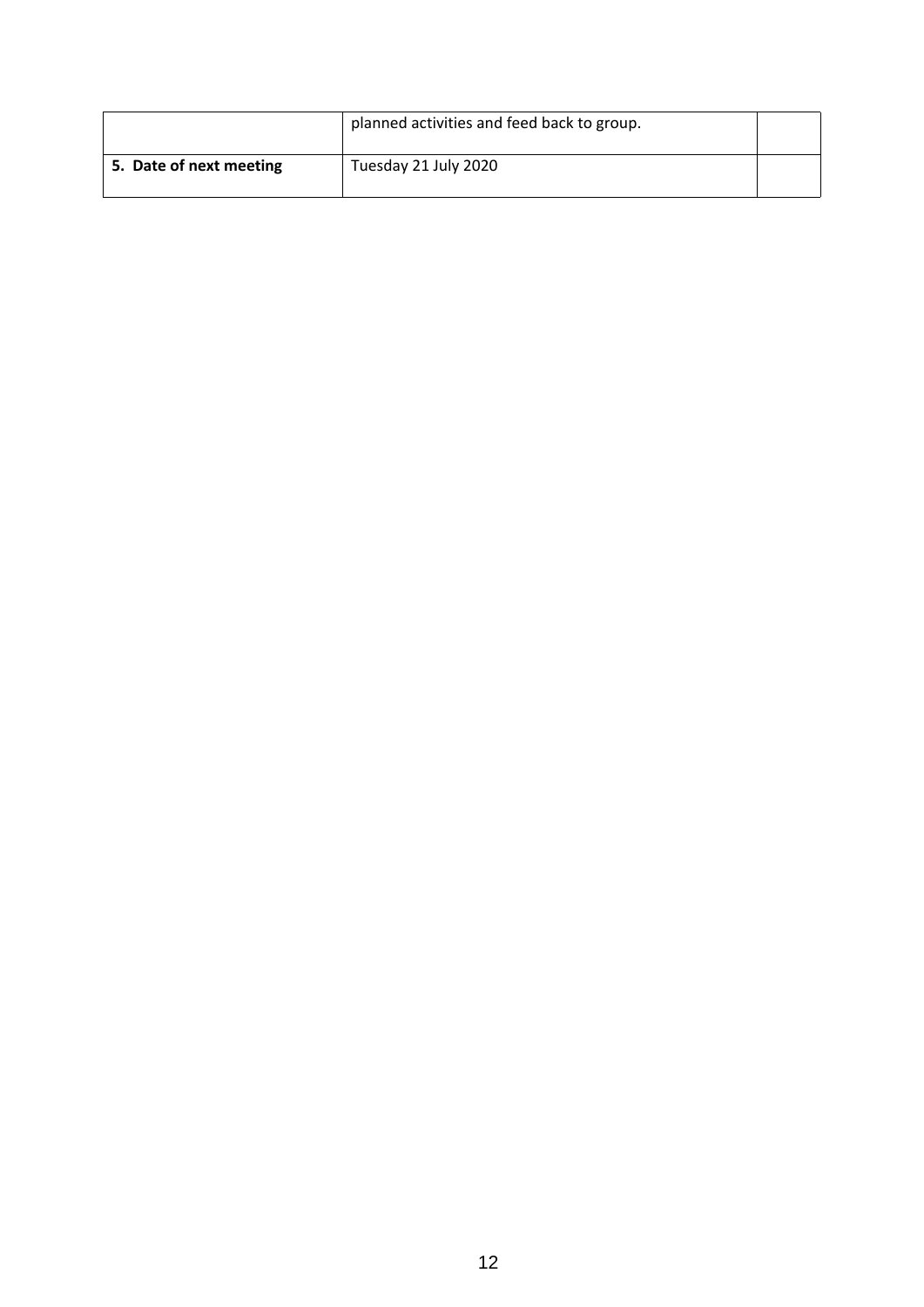| | | |
|---|---|---|
| | planned activities and feed back to group. | |
| **5. Date of next meeting** | Tuesday 21 July 2020 | |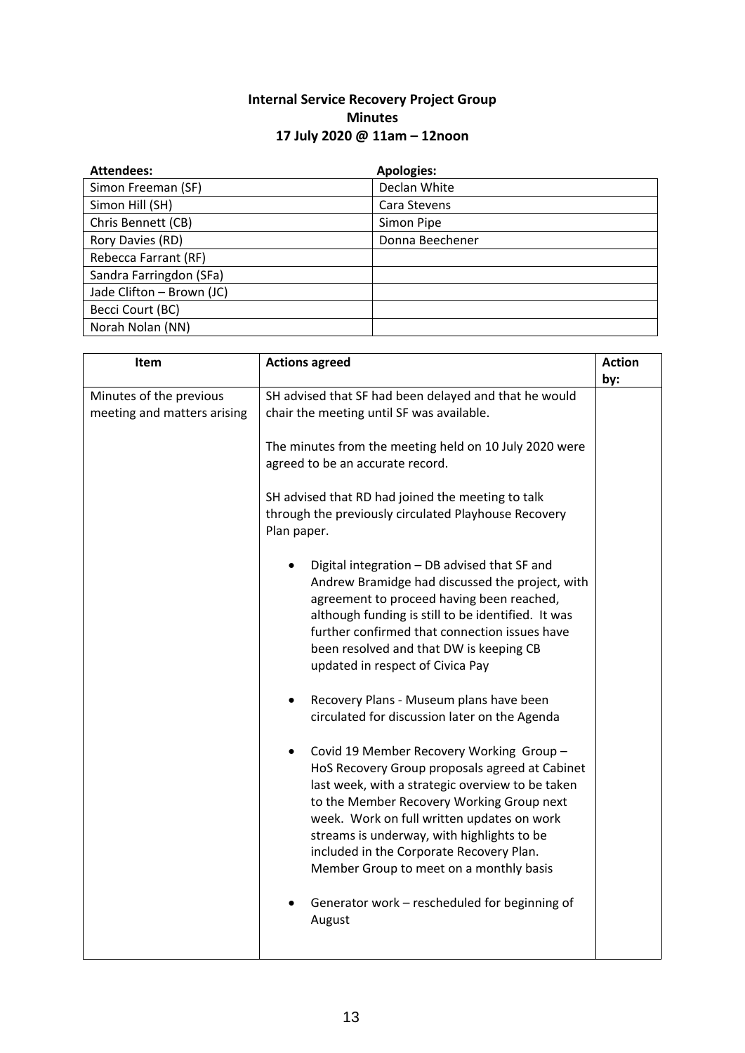**Internal Service Recovery Project Group**
**Minutes**
**17 July 2020 @ 11am – 12noon**

| Attendees: | Apologies: |
|---|---|
| Simon Freeman (SF) | Declan White |
| Simon Hill (SH) | Cara Stevens |
| Chris Bennett (CB) | Simon Pipe |
| Rory Davies (RD) | Donna Beechener |
| Rebecca Farrant (RF) | |
| Sandra Farringdon (SFa) | |
| Jade Clifton – Brown (JC) | |
| Becci Court (BC) | |
| Norah Nolan (NN) | |

| Item | Actions agreed | Action by: |
|---|---|---|
| Minutes of the previous meeting and matters arising | SH advised that SF had been delayed and that he would chair the meeting until SF was available.<br><br>The minutes from the meeting held on 10 July 2020 were agreed to be an accurate record.<br><br>SH advised that RD had joined the meeting to talk through the previously circulated Playhouse Recovery Plan paper.<br><br>• Digital integration – DB advised that SF and Andrew Bramidge had discussed the project, with agreement to proceed having been reached, although funding is still to be identified. It was further confirmed that connection issues have been resolved and that DW is keeping CB updated in respect of Civica Pay<br><br>• Recovery Plans - Museum plans have been circulated for discussion later on the Agenda<br><br>• Covid 19 Member Recovery Working Group – HoS Recovery Group proposals agreed at Cabinet last week, with a strategic overview to be taken to the Member Recovery Working Group next week. Work on full written updates on work streams is underway, with highlights to be included in the Corporate Recovery Plan. Member Group to meet on a monthly basis<br><br>• Generator work – rescheduled for beginning of August | |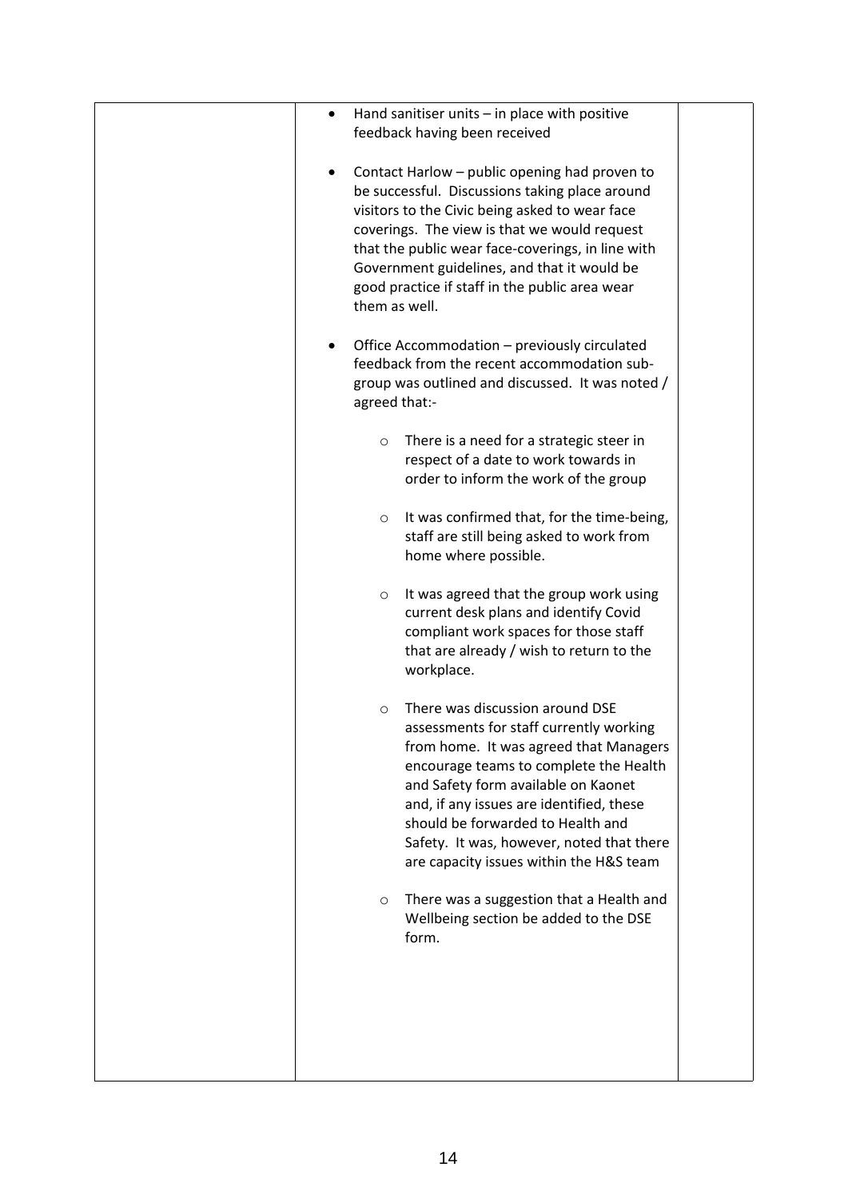| | | |
|---|---|---|
| | • Hand sanitiser units – in place with positive feedback having been received<br><br>• Contact Harlow – public opening had proven to be successful. Discussions taking place around visitors to the Civic being asked to wear face coverings. The view is that we would request that the public wear face-coverings, in line with Government guidelines, and that it would be good practice if staff in the public area wear them as well.<br><br>• Office Accommodation – previously circulated feedback from the recent accommodation sub-group was outlined and discussed. It was noted / agreed that:-<br><br>  ○ There is a need for a strategic steer in respect of a date to work towards in order to inform the work of the group<br><br>  ○ It was confirmed that, for the time-being, staff are still being asked to work from home where possible.<br><br>  ○ It was agreed that the group work using current desk plans and identify Covid compliant work spaces for those staff that are already / wish to return to the workplace.<br><br>  ○ There was discussion around DSE assessments for staff currently working from home. It was agreed that Managers encourage teams to complete the Health and Safety form available on Kaonet and, if any issues are identified, these should be forwarded to Health and Safety. It was, however, noted that there are capacity issues within the H&S team<br><br>  ○ There was a suggestion that a Health and Wellbeing section be added to the DSE form. | |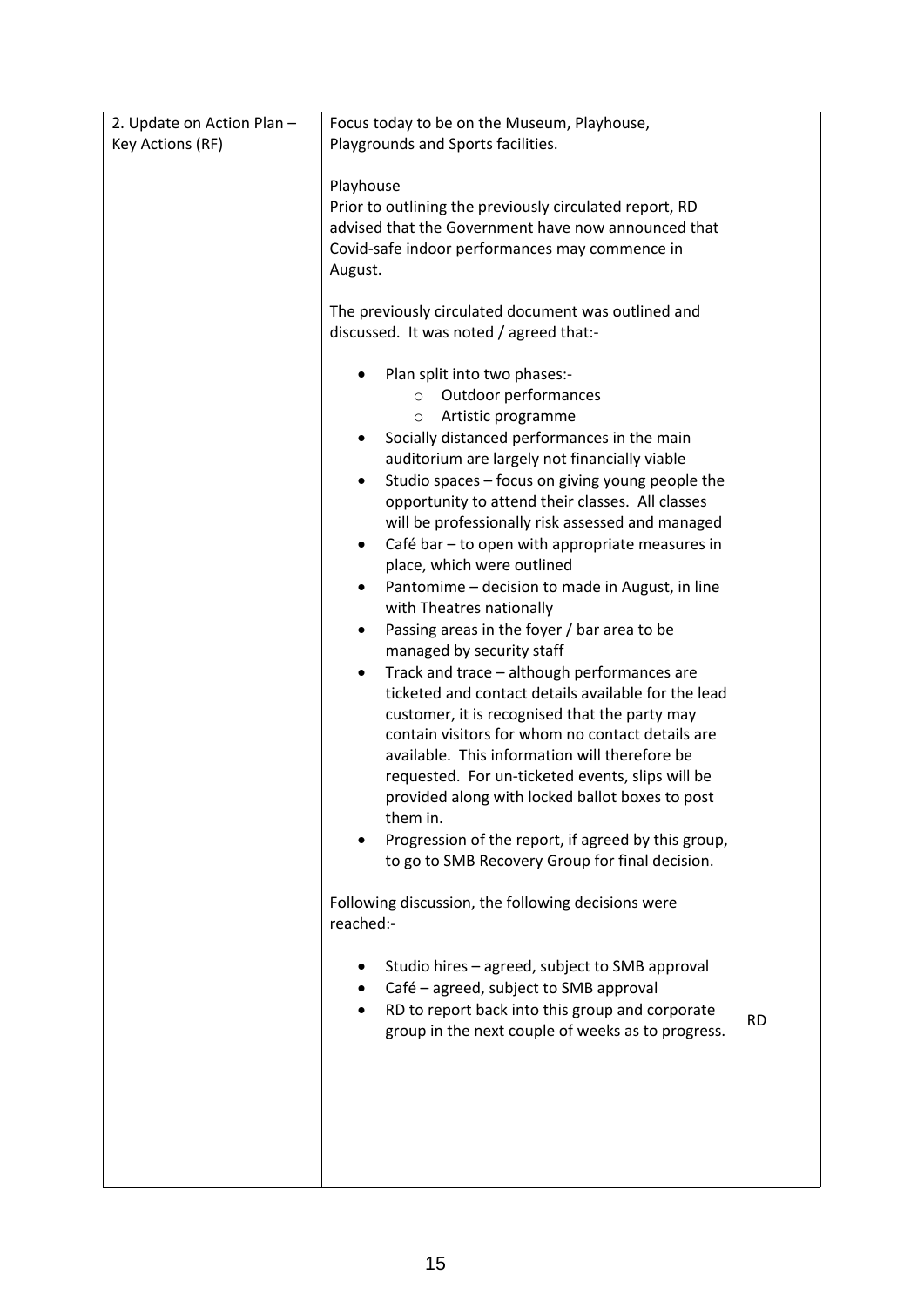| 2. Update on Action Plan – Key Actions (RF) | Focus today to be on the Museum, Playhouse, Playgrounds and Sports facilities.<br><br><u>Playhouse</u><br>Prior to outlining the previously circulated report, RD advised that the Government have now announced that Covid-safe indoor performances may commence in August.<br><br>The previously circulated document was outlined and discussed. It was noted / agreed that:-<br><br>• Plan split into two phases:-<br>&nbsp;&nbsp;&nbsp;&nbsp;o Outdoor performances<br>&nbsp;&nbsp;&nbsp;&nbsp;o Artistic programme<br>• Socially distanced performances in the main auditorium are largely not financially viable<br>• Studio spaces – focus on giving young people the opportunity to attend their classes. All classes will be professionally risk assessed and managed<br>• Café bar – to open with appropriate measures in place, which were outlined<br>• Pantomime – decision to made in August, in line with Theatres nationally<br>• Passing areas in the foyer / bar area to be managed by security staff<br>• Track and trace – although performances are ticketed and contact details available for the lead customer, it is recognised that the party may contain visitors for whom no contact details are available. This information will therefore be requested. For un-ticketed events, slips will be provided along with locked ballot boxes to post them in.<br>• Progression of the report, if agreed by this group, to go to SMB Recovery Group for final decision.<br><br>Following discussion, the following decisions were reached:-<br><br>• Studio hires – agreed, subject to SMB approval<br>• Café – agreed, subject to SMB approval<br>• RD to report back into this group and corporate group in the next couple of weeks as to progress. | RD |
|---|---|---|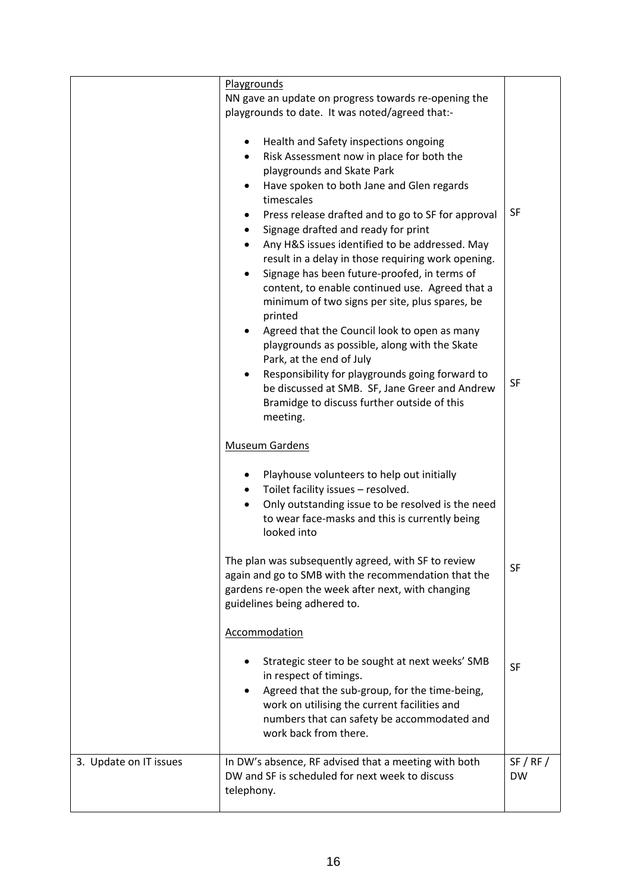| | | |
|---|---|---|
| | <u>Playgrounds</u><br>NN gave an update on progress towards re-opening the playgrounds to date. It was noted/agreed that:-<br><br>• Health and Safety inspections ongoing<br>• Risk Assessment now in place for both the playgrounds and Skate Park<br>• Have spoken to both Jane and Glen regards timescales<br>• Press release drafted and to go to SF for approval<br>• Signage drafted and ready for print<br>• Any H&S issues identified to be addressed. May result in a delay in those requiring work opening.<br>• Signage has been future-proofed, in terms of content, to enable continued use. Agreed that a minimum of two signs per site, plus spares, be printed<br>• Agreed that the Council look to open as many playgrounds as possible, along with the Skate Park, at the end of July<br>• Responsibility for playgrounds going forward to be discussed at SMB. SF, Jane Greer and Andrew Bramidge to discuss further outside of this meeting. | SF<br><br><br><br><br>SF |
| | <u>Museum Gardens</u><br><br>• Playhouse volunteers to help out initially<br>• Toilet facility issues – resolved.<br>• Only outstanding issue to be resolved is the need to wear face-masks and this is currently being looked into<br><br>The plan was subsequently agreed, with SF to review again and go to SMB with the recommendation that the gardens re-open the week after next, with changing guidelines being adhered to. | SF |
| | <u>Accommodation</u><br><br>• Strategic steer to be sought at next weeks' SMB in respect of timings.<br>• Agreed that the sub-group, for the time-being, work on utilising the current facilities and numbers that can safety be accommodated and work back from there. | SF |
| 3. Update on IT issues | In DW's absence, RF advised that a meeting with both DW and SF is scheduled for next week to discuss telephony. | SF / RF / DW |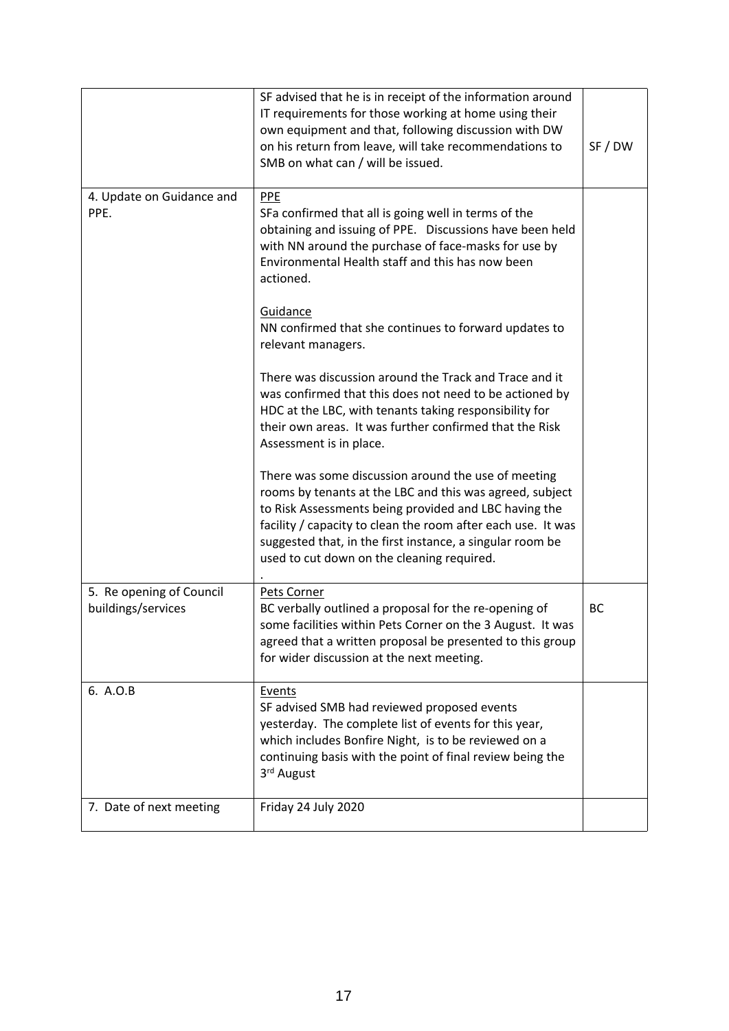| | | |
|---|---|---|
| | SF advised that he is in receipt of the information around IT requirements for those working at home using their own equipment and that, following discussion with DW on his return from leave, will take recommendations to SMB on what can / will be issued. | SF / DW |
| 4. Update on Guidance and PPE. | <u>PPE</u><br>SFa confirmed that all is going well in terms of the obtaining and issuing of PPE. Discussions have been held with NN around the purchase of face-masks for use by Environmental Health staff and this has now been actioned.<br><br><u>Guidance</u><br>NN confirmed that she continues to forward updates to relevant managers.<br><br>There was discussion around the Track and Trace and it was confirmed that this does not need to be actioned by HDC at the LBC, with tenants taking responsibility for their own areas. It was further confirmed that the Risk Assessment is in place.<br><br>There was some discussion around the use of meeting rooms by tenants at the LBC and this was agreed, subject to Risk Assessments being provided and LBC having the facility / capacity to clean the room after each use. It was suggested that, in the first instance, a singular room be used to cut down on the cleaning required.<br>. | |
| 5. Re opening of Council buildings/services | <u>Pets Corner</u><br>BC verbally outlined a proposal for the re-opening of some facilities within Pets Corner on the 3 August. It was agreed that a written proposal be presented to this group for wider discussion at the next meeting. | BC |
| 6. A.O.B | <u>Events</u><br>SF advised SMB had reviewed proposed events yesterday. The complete list of events for this year, which includes Bonfire Night, is to be reviewed on a continuing basis with the point of final review being the 3rd August | |
| 7. Date of next meeting | Friday 24 July 2020 | |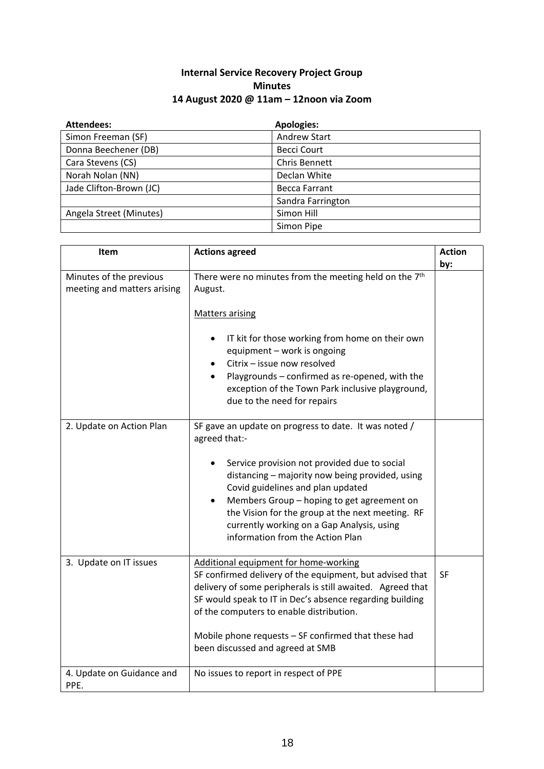**Internal Service Recovery Project Group**
**Minutes**
**14 August 2020 @ 11am – 12noon via Zoom**

| Attendees: | Apologies: |
|---|---|
| Simon Freeman (SF) | Andrew Start |
| Donna Beechener (DB) | Becci Court |
| Cara Stevens (CS) | Chris Bennett |
| Norah Nolan (NN) | Declan White |
| Jade Clifton-Brown (JC) | Becca Farrant |
| | Sandra Farrington |
| Angela Street (Minutes) | Simon Hill |
| | Simon Pipe |

| Item | Actions agreed | Action by: |
|---|---|---|
| Minutes of the previous meeting and matters arising | There were no minutes from the meeting held on the 7th August.<br><br>Matters arising<br><br>• IT kit for those working from home on their own equipment – work is ongoing<br>• Citrix – issue now resolved<br>• Playgrounds – confirmed as re-opened, with the exception of the Town Park inclusive playground, due to the need for repairs | |
| 2. Update on Action Plan | SF gave an update on progress to date. It was noted / agreed that:-<br><br>• Service provision not provided due to social distancing – majority now being provided, using Covid guidelines and plan updated<br>• Members Group – hoping to get agreement on the Vision for the group at the next meeting. RF currently working on a Gap Analysis, using information from the Action Plan | |
| 3. Update on IT issues | Additional equipment for home-working<br>SF confirmed delivery of the equipment, but advised that delivery of some peripherals is still awaited. Agreed that SF would speak to IT in Dec's absence regarding building of the computers to enable distribution.<br><br>Mobile phone requests – SF confirmed that these had been discussed and agreed at SMB | SF |
| 4. Update on Guidance and PPE. | No issues to report in respect of PPE | |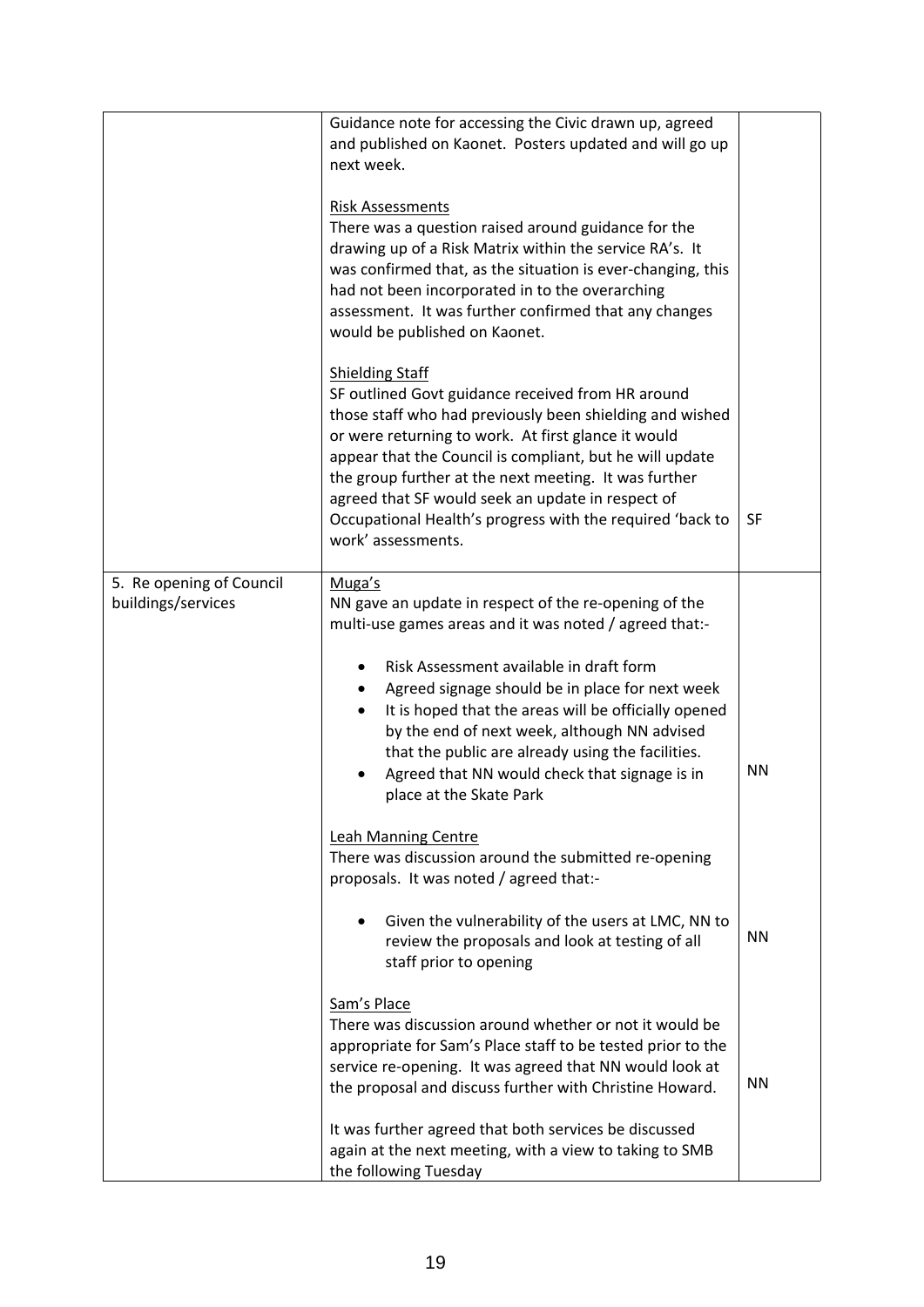| | | |
|---|---|---|
| | Guidance note for accessing the Civic drawn up, agreed and published on Kaonet. Posters updated and will go up next week.<br><br><u>Risk Assessments</u><br>There was a question raised around guidance for the drawing up of a Risk Matrix within the service RA's. It was confirmed that, as the situation is ever-changing, this had not been incorporated in to the overarching assessment. It was further confirmed that any changes would be published on Kaonet.<br><br><u>Shielding Staff</u><br>SF outlined Govt guidance received from HR around those staff who had previously been shielding and wished or were returning to work. At first glance it would appear that the Council is compliant, but he will update the group further at the next meeting. It was further agreed that SF would seek an update in respect of Occupational Health's progress with the required 'back to work' assessments. | SF |
| 5. Re opening of Council buildings/services | <u>Muga's</u><br>NN gave an update in respect of the re-opening of the multi-use games areas and it was noted / agreed that:-<br><br>• Risk Assessment available in draft form<br>• Agreed signage should be in place for next week<br>• It is hoped that the areas will be officially opened by the end of next week, although NN advised that the public are already using the facilities.<br>• Agreed that NN would check that signage is in place at the Skate Park | NN |
| | <u>Leah Manning Centre</u><br>There was discussion around the submitted re-opening proposals. It was noted / agreed that:-<br><br>• Given the vulnerability of the users at LMC, NN to review the proposals and look at testing of all staff prior to opening | NN |
| | <u>Sam's Place</u><br>There was discussion around whether or not it would be appropriate for Sam's Place staff to be tested prior to the service re-opening. It was agreed that NN would look at the proposal and discuss further with Christine Howard.<br><br>It was further agreed that both services be discussed again at the next meeting, with a view to taking to SMB the following Tuesday | NN |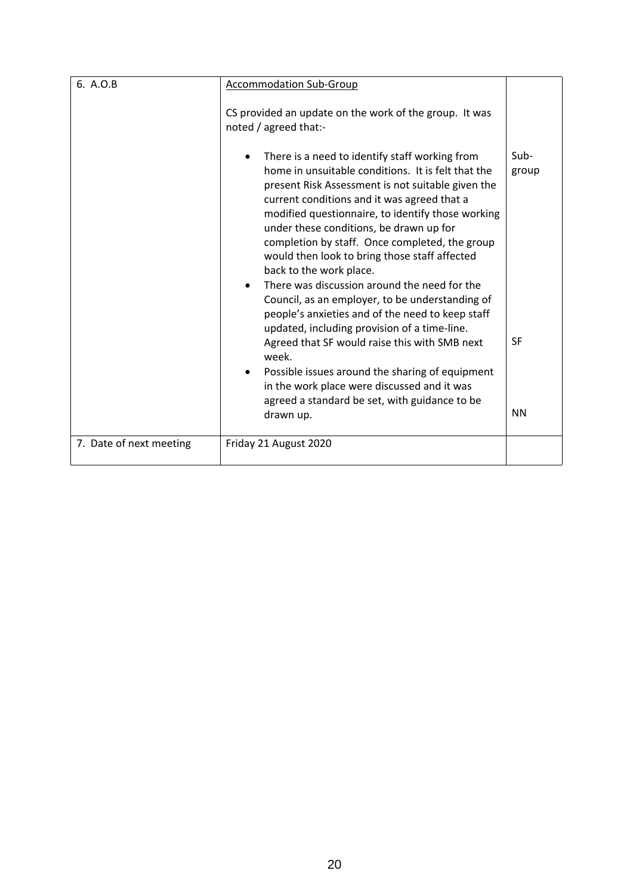| | | |
|---|---|---|
| 6. A.O.B | <u>Accommodation Sub-Group</u><br><br>CS provided an update on the work of the group. It was noted / agreed that:-<br><br>• There is a need to identify staff working from home in unsuitable conditions. It is felt that the present Risk Assessment is not suitable given the current conditions and it was agreed that a modified questionnaire, to identify those working under these conditions, be drawn up for completion by staff. Once completed, the group would then look to bring those staff affected back to the work place.<br>• There was discussion around the need for the Council, as an employer, to be understanding of people's anxieties and of the need to keep staff updated, including provision of a time-line. Agreed that SF would raise this with SMB next week.<br>• Possible issues around the sharing of equipment in the work place were discussed and it was agreed a standard be set, with guidance to be drawn up. | Sub-group<br><br><br><br><br><br>SF<br><br><br>NN |
| 7. Date of next meeting | Friday 21 August 2020 | |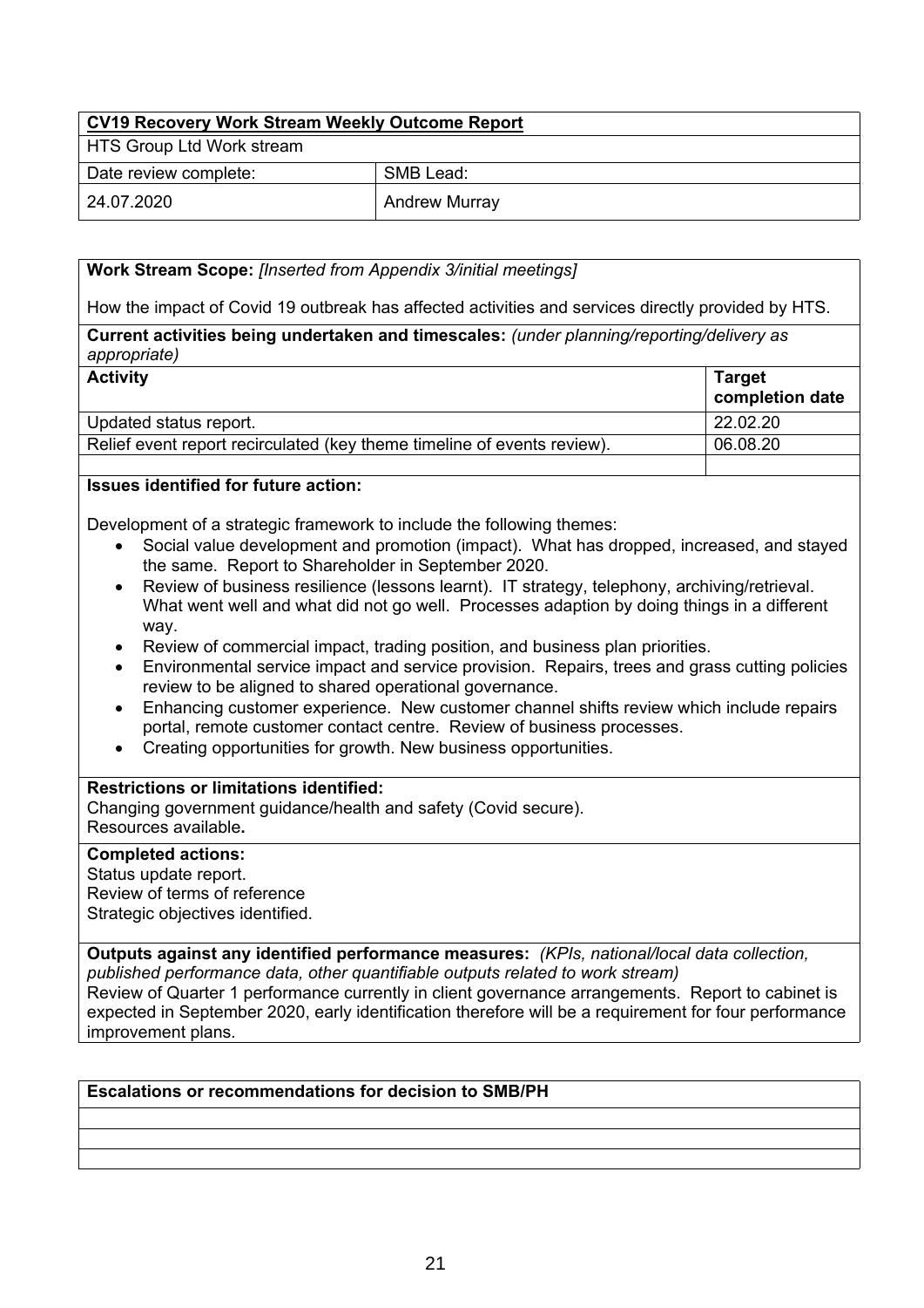| **CV19 Recovery Work Stream Weekly Outcome Report** | |
| --- | --- |
| HTS Group Ltd Work stream | |
| Date review complete: | SMB Lead: |
| 24.07.2020 | Andrew Murray |

**Work Stream Scope:** *[Inserted from Appendix 3/initial meetings]*

How the impact of Covid 19 outbreak has affected activities and services directly provided by HTS.

**Current activities being undertaken and timescales:** *(under planning/reporting/delivery as appropriate)*

| **Activity** | **Target completion date** |
| --- | --- |
| Updated status report. | 22.02.20 |
| Relief event report recirculated (key theme timeline of events review). | 06.08.20 |
| | |

**Issues identified for future action:**

Development of a strategic framework to include the following themes:

- Social value development and promotion (impact). What has dropped, increased, and stayed the same. Report to Shareholder in September 2020.
- Review of business resilience (lessons learnt). IT strategy, telephony, archiving/retrieval. What went well and what did not go well. Processes adaption by doing things in a different way.
- Review of commercial impact, trading position, and business plan priorities.
- Environmental service impact and service provision. Repairs, trees and grass cutting policies review to be aligned to shared operational governance.
- Enhancing customer experience. New customer channel shifts review which include repairs portal, remote customer contact centre. Review of business processes.
- Creating opportunities for growth. New business opportunities.

**Restrictions or limitations identified:**
Changing government guidance/health and safety (Covid secure).
Resources available**.**

**Completed actions:**
Status update report.
Review of terms of reference
Strategic objectives identified.

**Outputs against any identified performance measures:** *(KPIs, national/local data collection, published performance data, other quantifiable outputs related to work stream)*
Review of Quarter 1 performance currently in client governance arrangements. Report to cabinet is expected in September 2020, early identification therefore will be a requirement for four performance improvement plans.

| **Escalations or recommendations for decision to SMB/PH** |
| --- |
| |
| |
| |